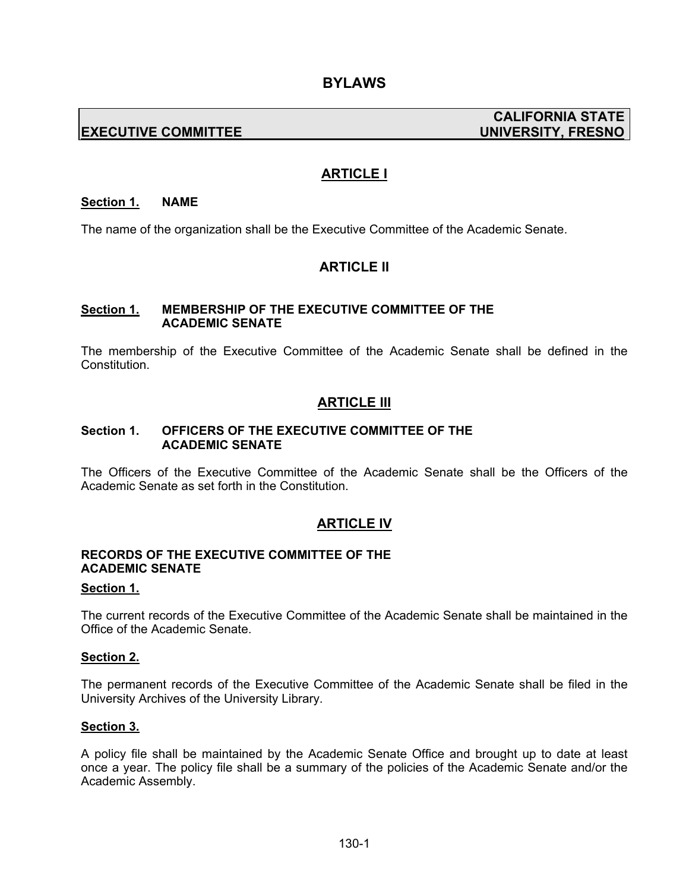# BYLAWS

| EXECUTIVE COMMITTEE | CALIFORNIA STATE UNIVERSITY, FRESNO |
| --- | --- |

## ARTICLE I

**Section 1.** **NAME**

The name of the organization shall be the Executive Committee of the Academic Senate.

## ARTICLE II

**Section 1.** **MEMBERSHIP OF THE EXECUTIVE COMMITTEE OF THE ACADEMIC SENATE**

The membership of the Executive Committee of the Academic Senate shall be defined in the Constitution.

## ARTICLE III

**Section 1.** **OFFICERS OF THE EXECUTIVE COMMITTEE OF THE ACADEMIC SENATE**

The Officers of the Executive Committee of the Academic Senate shall be the Officers of the Academic Senate as set forth in the Constitution.

## ARTICLE IV

**RECORDS OF THE EXECUTIVE COMMITTEE OF THE ACADEMIC SENATE**

**Section 1.**

The current records of the Executive Committee of the Academic Senate shall be maintained in the Office of the Academic Senate.

**Section 2.**

The permanent records of the Executive Committee of the Academic Senate shall be filed in the University Archives of the University Library.

**Section 3.**

A policy file shall be maintained by the Academic Senate Office and brought up to date at least once a year. The policy file shall be a summary of the policies of the Academic Senate and/or the Academic Assembly.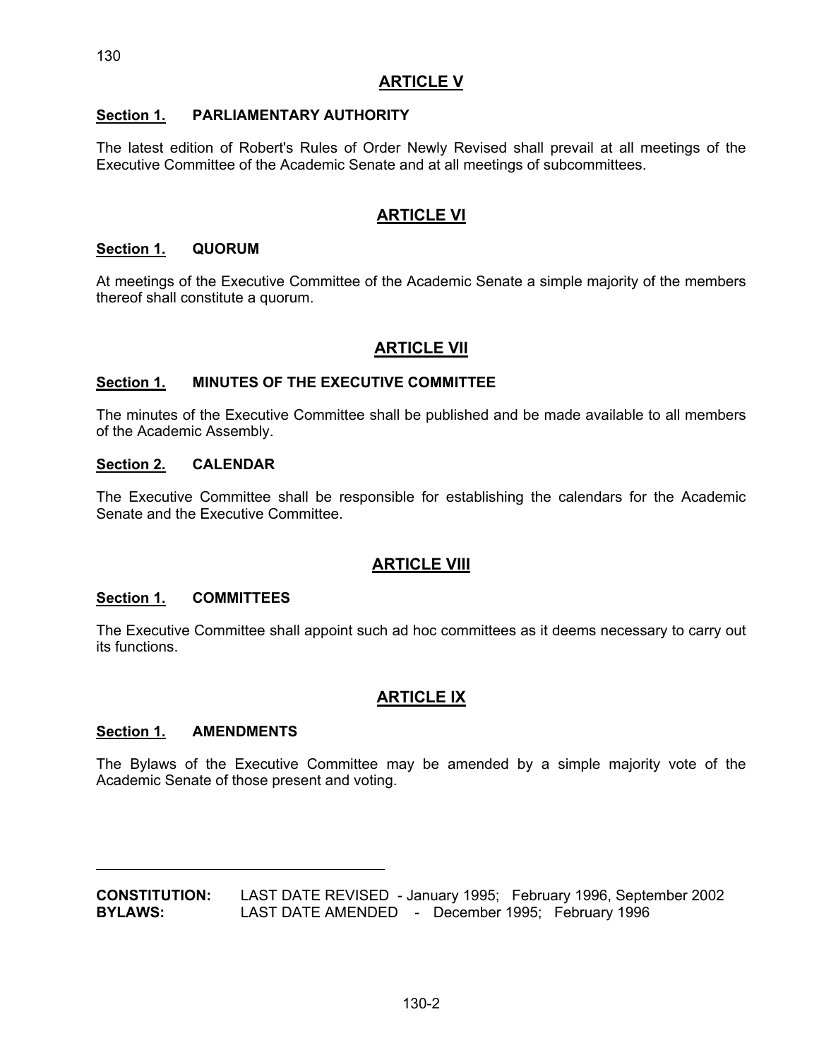## ARTICLE V

**Section 1.** **PARLIAMENTARY AUTHORITY**

The latest edition of Robert's Rules of Order Newly Revised shall prevail at all meetings of the Executive Committee of the Academic Senate and at all meetings of subcommittees.

## ARTICLE VI

**Section 1.** **QUORUM**

At meetings of the Executive Committee of the Academic Senate a simple majority of the members thereof shall constitute a quorum.

## ARTICLE VII

**Section 1.** **MINUTES OF THE EXECUTIVE COMMITTEE**

The minutes of the Executive Committee shall be published and be made available to all members of the Academic Assembly.

**Section 2.** **CALENDAR**

The Executive Committee shall be responsible for establishing the calendars for the Academic Senate and the Executive Committee.

## ARTICLE VIII

**Section 1.** **COMMITTEES**

The Executive Committee shall appoint such ad hoc committees as it deems necessary to carry out its functions.

## ARTICLE IX

**Section 1.** **AMENDMENTS**

The Bylaws of the Executive Committee may be amended by a simple majority vote of the Academic Senate of those present and voting.

---

**CONSTITUTION:** LAST DATE REVISED - January 1995; February 1996, September 2002
**BYLAWS:** LAST DATE AMENDED - December 1995; February 1996